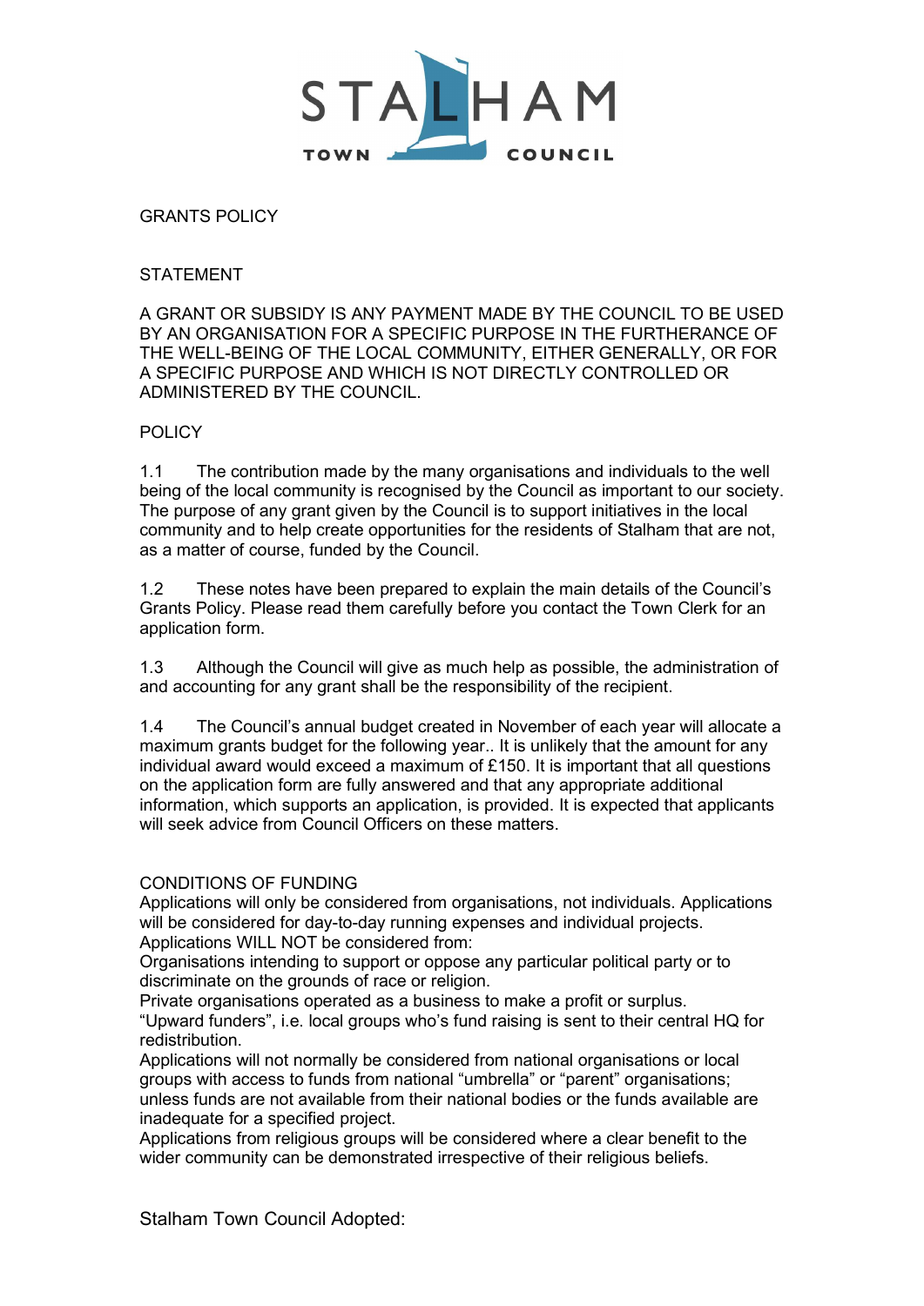STALHAM TOWN COUNCIL

# GRANTS POLICY

## STATEMENT

A GRANT OR SUBSIDY IS ANY PAYMENT MADE BY THE COUNCIL TO BE USED BY AN ORGANISATION FOR A SPECIFIC PURPOSE IN THE FURTHERANCE OF THE WELL-BEING OF THE LOCAL COMMUNITY, EITHER GENERALLY, OR FOR A SPECIFIC PURPOSE AND WHICH IS NOT DIRECTLY CONTROLLED OR ADMINISTERED BY THE COUNCIL.

## POLICY

1.1 The contribution made by the many organisations and individuals to the well being of the local community is recognised by the Council as important to our society. The purpose of any grant given by the Council is to support initiatives in the local community and to help create opportunities for the residents of Stalham that are not, as a matter of course, funded by the Council.

1.2 These notes have been prepared to explain the main details of the Council's Grants Policy. Please read them carefully before you contact the Town Clerk for an application form.

1.3 Although the Council will give as much help as possible, the administration of and accounting for any grant shall be the responsibility of the recipient.

1.4 The Council's annual budget created in November of each year will allocate a maximum grants budget for the following year.. It is unlikely that the amount for any individual award would exceed a maximum of £150. It is important that all questions on the application form are fully answered and that any appropriate additional information, which supports an application, is provided. It is expected that applicants will seek advice from Council Officers on these matters.

## CONDITIONS OF FUNDING

Applications will only be considered from organisations, not individuals. Applications will be considered for day-to-day running expenses and individual projects.

Applications WILL NOT be considered from:

Organisations intending to support or oppose any particular political party or to discriminate on the grounds of race or religion.

Private organisations operated as a business to make a profit or surplus.

"Upward funders", i.e. local groups who's fund raising is sent to their central HQ for redistribution.

Applications will not normally be considered from national organisations or local groups with access to funds from national "umbrella" or "parent" organisations; unless funds are not available from their national bodies or the funds available are inadequate for a specified project.

Applications from religious groups will be considered where a clear benefit to the wider community can be demonstrated irrespective of their religious beliefs.

Stalham Town Council Adopted: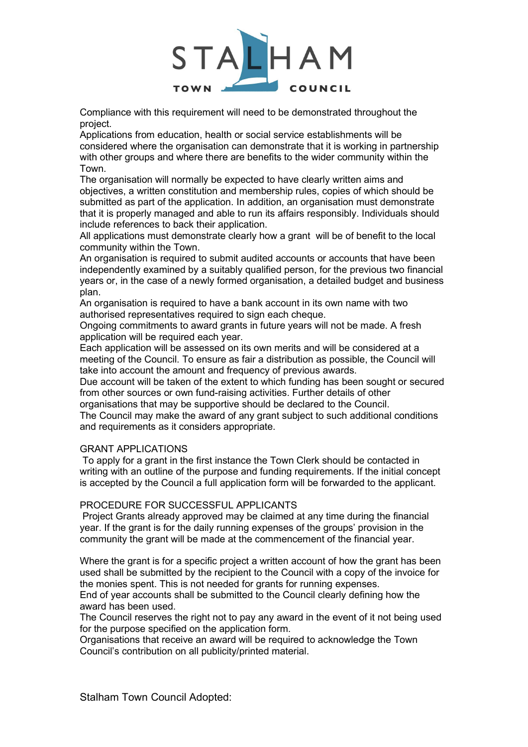Compliance with this requirement will need to be demonstrated throughout the project.

Applications from education, health or social service establishments will be considered where the organisation can demonstrate that it is working in partnership with other groups and where there are benefits to the wider community within the Town.

The organisation will normally be expected to have clearly written aims and objectives, a written constitution and membership rules, copies of which should be submitted as part of the application. In addition, an organisation must demonstrate that it is properly managed and able to run its affairs responsibly. Individuals should include references to back their application.

All applications must demonstrate clearly how a grant will be of benefit to the local community within the Town.

An organisation is required to submit audited accounts or accounts that have been independently examined by a suitably qualified person, for the previous two financial years or, in the case of a newly formed organisation, a detailed budget and business plan.

An organisation is required to have a bank account in its own name with two authorised representatives required to sign each cheque.

Ongoing commitments to award grants in future years will not be made. A fresh application will be required each year.

Each application will be assessed on its own merits and will be considered at a meeting of the Council. To ensure as fair a distribution as possible, the Council will take into account the amount and frequency of previous awards.

Due account will be taken of the extent to which funding has been sought or secured from other sources or own fund-raising activities. Further details of other organisations that may be supportive should be declared to the Council.

The Council may make the award of any grant subject to such additional conditions and requirements as it considers appropriate.

## GRANT APPLICATIONS

To apply for a grant in the first instance the Town Clerk should be contacted in writing with an outline of the purpose and funding requirements. If the initial concept is accepted by the Council a full application form will be forwarded to the applicant.

## PROCEDURE FOR SUCCESSFUL APPLICANTS

Project Grants already approved may be claimed at any time during the financial year. If the grant is for the daily running expenses of the groups' provision in the community the grant will be made at the commencement of the financial year.

Where the grant is for a specific project a written account of how the grant has been used shall be submitted by the recipient to the Council with a copy of the invoice for the monies spent. This is not needed for grants for running expenses.

End of year accounts shall be submitted to the Council clearly defining how the award has been used.

The Council reserves the right not to pay any award in the event of it not being used for the purpose specified on the application form.

Organisations that receive an award will be required to acknowledge the Town Council's contribution on all publicity/printed material.

Stalham Town Council Adopted: